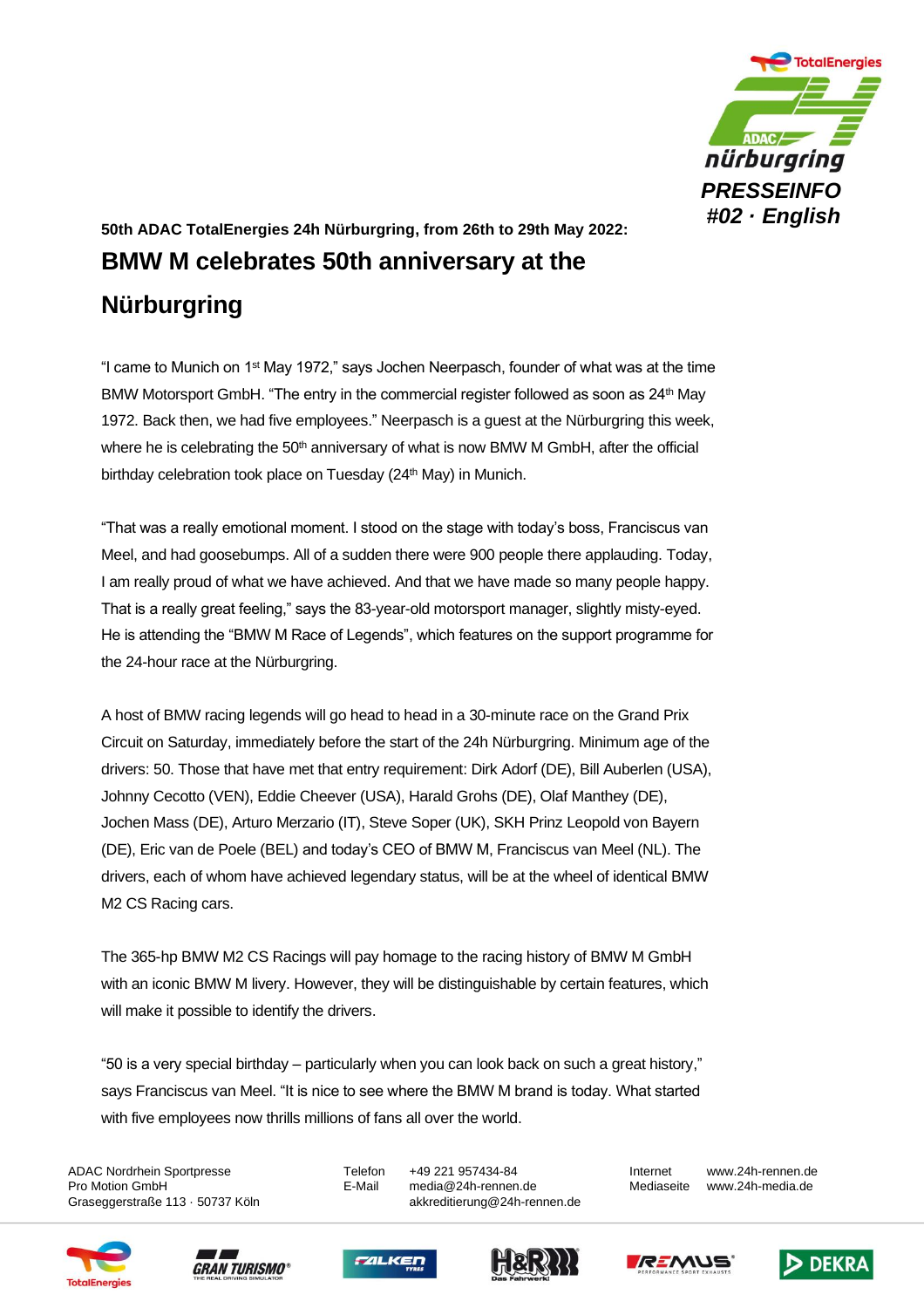PRESSEINFO
#02 · English

**50th ADAC TotalEnergies 24h Nürburgring, from 26th to 29th May 2022:**

# BMW M celebrates 50th anniversary at the Nürburgring

"I came to Munich on 1st May 1972," says Jochen Neerpasch, founder of what was at the time BMW Motorsport GmbH. "The entry in the commercial register followed as soon as 24th May 1972. Back then, we had five employees." Neerpasch is a guest at the Nürburgring this week, where he is celebrating the 50th anniversary of what is now BMW M GmbH, after the official birthday celebration took place on Tuesday (24th May) in Munich.

"That was a really emotional moment. I stood on the stage with today's boss, Franciscus van Meel, and had goosebumps. All of a sudden there were 900 people there applauding. Today, I am really proud of what we have achieved. And that we have made so many people happy. That is a really great feeling," says the 83-year-old motorsport manager, slightly misty-eyed. He is attending the "BMW M Race of Legends", which features on the support programme for the 24-hour race at the Nürburgring.

A host of BMW racing legends will go head to head in a 30-minute race on the Grand Prix Circuit on Saturday, immediately before the start of the 24h Nürburgring. Minimum age of the drivers: 50. Those that have met that entry requirement: Dirk Adorf (DE), Bill Auberlen (USA), Johnny Cecotto (VEN), Eddie Cheever (USA), Harald Grohs (DE), Olaf Manthey (DE), Jochen Mass (DE), Arturo Merzario (IT), Steve Soper (UK), SKH Prinz Leopold von Bayern (DE), Eric van de Poele (BEL) and today's CEO of BMW M, Franciscus van Meel (NL). The drivers, each of whom have achieved legendary status, will be at the wheel of identical BMW M2 CS Racing cars.

The 365-hp BMW M2 CS Racings will pay homage to the racing history of BMW M GmbH with an iconic BMW M livery. However, they will be distinguishable by certain features, which will make it possible to identify the drivers.

"50 is a very special birthday – particularly when you can look back on such a great history," says Franciscus van Meel. "It is nice to see where the BMW M brand is today. What started with five employees now thrills millions of fans all over the world.

ADAC Nordrhein Sportpresse
Pro Motion GmbH
Graseggerstraße 113 · 50737 Köln

Telefon +49 221 957434-84
E-Mail media@24h-rennen.de
akkreditierung@24h-rennen.de

Internet www.24h-rennen.de
Mediaseite www.24h-media.de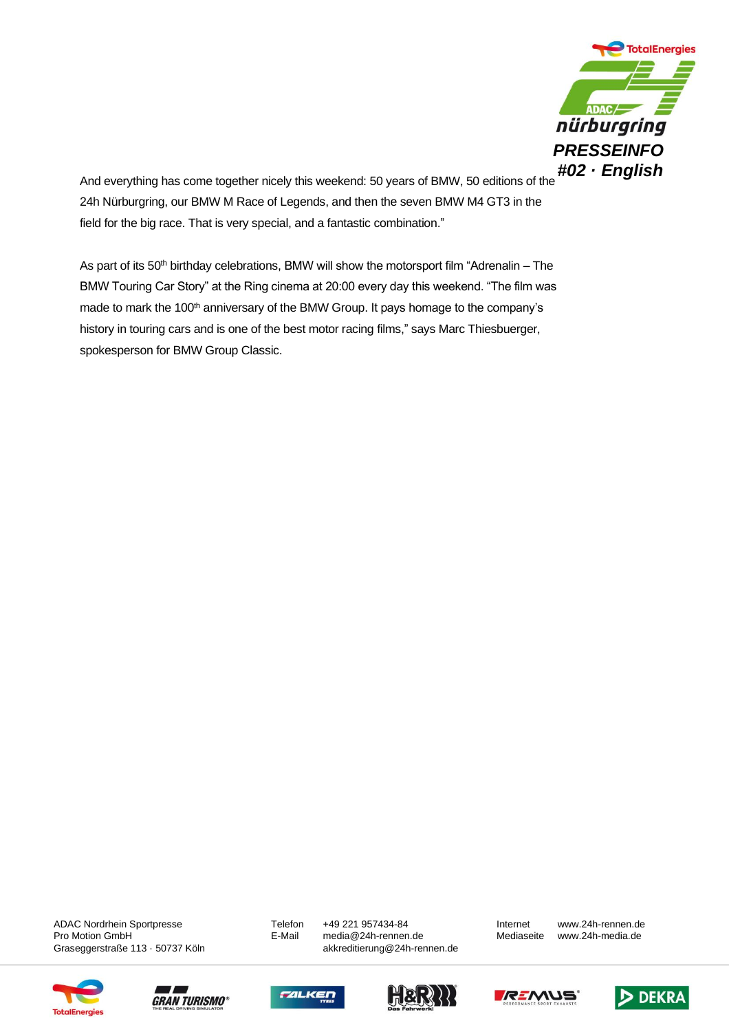And everything has come together nicely this weekend: 50 years of BMW, 50 editions of the 24h Nürburgring, our BMW M Race of Legends, and then the seven BMW M4 GT3 in the field for the big race. That is very special, and a fantastic combination."

As part of its 50th birthday celebrations, BMW will show the motorsport film "Adrenalin – The BMW Touring Car Story" at the Ring cinema at 20:00 every day this weekend. "The film was made to mark the 100th anniversary of the BMW Group. It pays homage to the company's history in touring cars and is one of the best motor racing films," says Marc Thiesbuerger, spokesperson for BMW Group Classic.